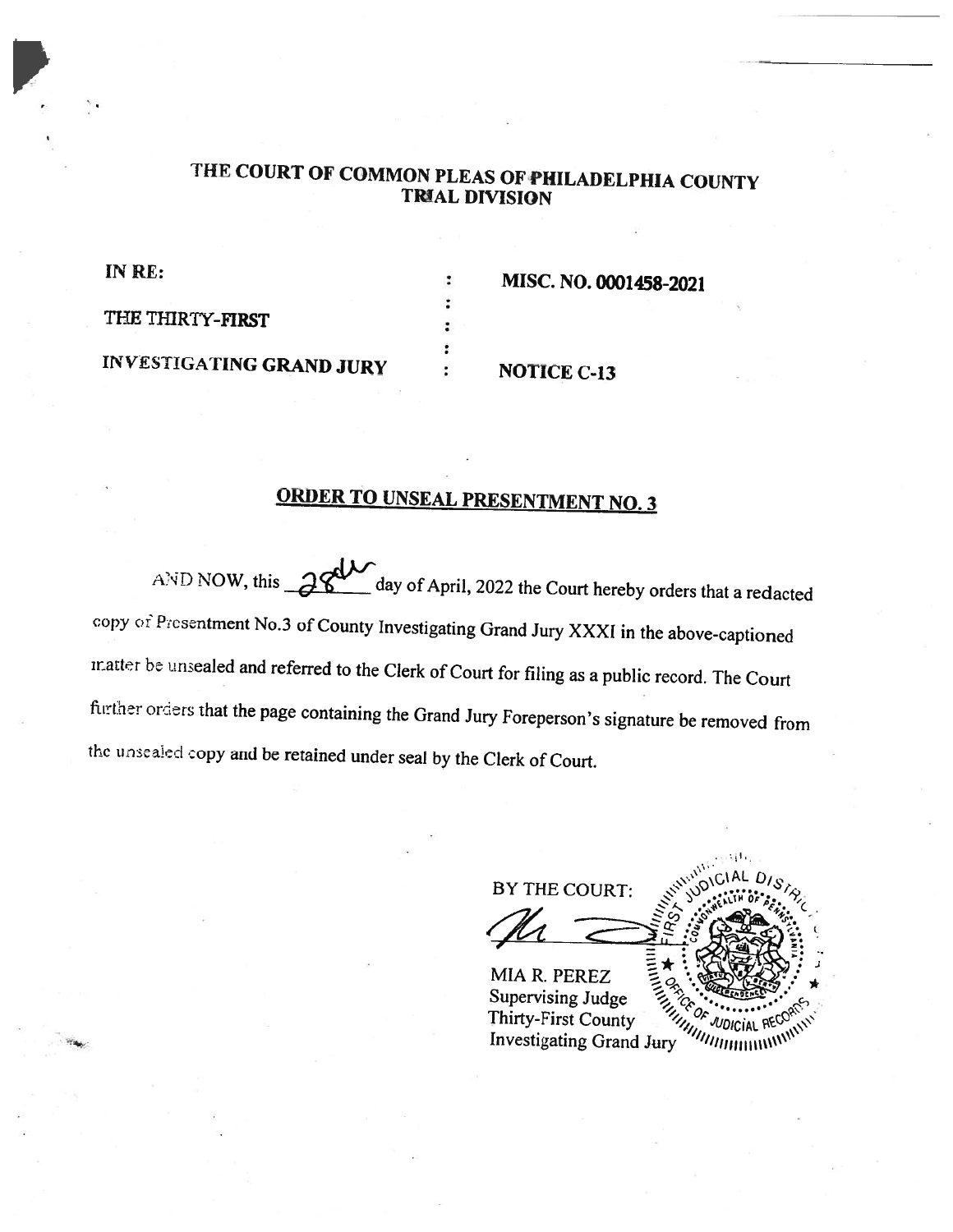# THE COURT OF COMMON PLEAS OF PHILADELPHIA COUNTY
## TRIAL DIVISION

| | | |
|---|---|---|
| **IN RE:** | : | **MISC. NO. 0001458-2021** |
| | : | |
| **THE THIRTY-FIRST** | : | |
| | : | |
| **INVESTIGATING GRAND JURY** | : | **NOTICE C-13** |

## ORDER TO UNSEAL PRESENTMENT NO. 3

AND NOW, this 28th day of April, 2022 the Court hereby orders that a redacted copy of Presentment No.3 of County Investigating Grand Jury XXXI in the above-captioned matter be unsealed and referred to the Clerk of Court for filing as a public record. The Court further orders that the page containing the Grand Jury Foreperson's signature be removed from the unsealed copy and be retained under seal by the Clerk of Court.

BY THE COURT:

MIA R. PEREZ
Supervising Judge
Thirty-First County
Investigating Grand Jury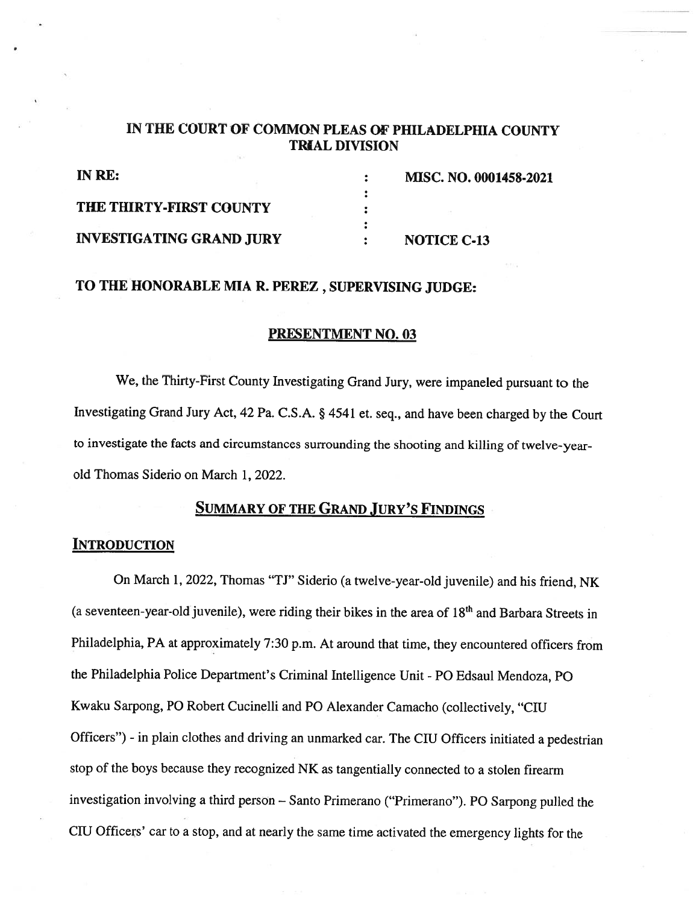**IN THE COURT OF COMMON PLEAS OF PHILADELPHIA COUNTY**
**TRIAL DIVISION**

| | | |
|---|---|---|
| **IN RE:** | : | **MISC. NO. 0001458-2021** |
| | : | |
| **THE THIRTY-FIRST COUNTY** | : | |
| | : | |
| **INVESTIGATING GRAND JURY** | : | **NOTICE C-13** |

**TO THE HONORABLE MIA R. PEREZ , SUPERVISING JUDGE:**

## PRESENTMENT NO. 03

We, the Thirty-First County Investigating Grand Jury, were impaneled pursuant to the Investigating Grand Jury Act, 42 Pa. C.S.A. § 4541 et. seq., and have been charged by the Court to investigate the facts and circumstances surrounding the shooting and killing of twelve-year-old Thomas Siderio on March 1, 2022.

## SUMMARY OF THE GRAND JURY'S FINDINGS

### INTRODUCTION

On March 1, 2022, Thomas "TJ" Siderio (a twelve-year-old juvenile) and his friend, NK (a seventeen-year-old juvenile), were riding their bikes in the area of 18th and Barbara Streets in Philadelphia, PA at approximately 7:30 p.m. At around that time, they encountered officers from the Philadelphia Police Department's Criminal Intelligence Unit - PO Edsaul Mendoza, PO Kwaku Sarpong, PO Robert Cucinelli and PO Alexander Camacho (collectively, "CIU Officers") - in plain clothes and driving an unmarked car. The CIU Officers initiated a pedestrian stop of the boys because they recognized NK as tangentially connected to a stolen firearm investigation involving a third person – Santo Primerano ("Primerano"). PO Sarpong pulled the CIU Officers' car to a stop, and at nearly the same time activated the emergency lights for the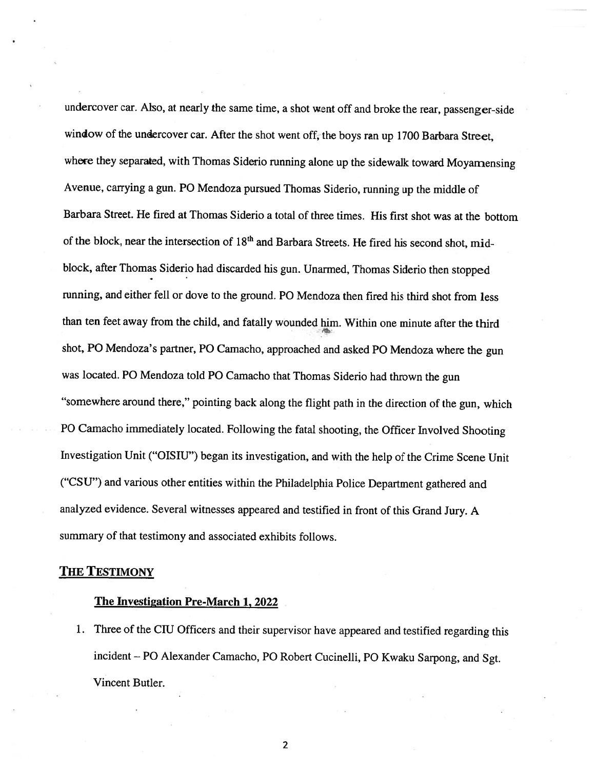undercover car. Also, at nearly the same time, a shot went off and broke the rear, passenger-side window of the undercover car. After the shot went off, the boys ran up 1700 Barbara Street, where they separated, with Thomas Siderio running alone up the sidewalk toward Moyamensing Avenue, carrying a gun. PO Mendoza pursued Thomas Siderio, running up the middle of Barbara Street. He fired at Thomas Siderio a total of three times. His first shot was at the bottom of the block, near the intersection of 18th and Barbara Streets. He fired his second shot, mid-block, after Thomas Siderio had discarded his gun. Unarmed, Thomas Siderio then stopped running, and either fell or dove to the ground. PO Mendoza then fired his third shot from less than ten feet away from the child, and fatally wounded him. Within one minute after the third shot, PO Mendoza's partner, PO Camacho, approached and asked PO Mendoza where the gun was located. PO Mendoza told PO Camacho that Thomas Siderio had thrown the gun "somewhere around there," pointing back along the flight path in the direction of the gun, which PO Camacho immediately located. Following the fatal shooting, the Officer Involved Shooting Investigation Unit ("OISIU") began its investigation, and with the help of the Crime Scene Unit ("CSU") and various other entities within the Philadelphia Police Department gathered and analyzed evidence. Several witnesses appeared and testified in front of this Grand Jury. A summary of that testimony and associated exhibits follows.

## THE TESTIMONY

### The Investigation Pre-March 1, 2022

1. Three of the CIU Officers and their supervisor have appeared and testified regarding this incident – PO Alexander Camacho, PO Robert Cucinelli, PO Kwaku Sarpong, and Sgt. Vincent Butler.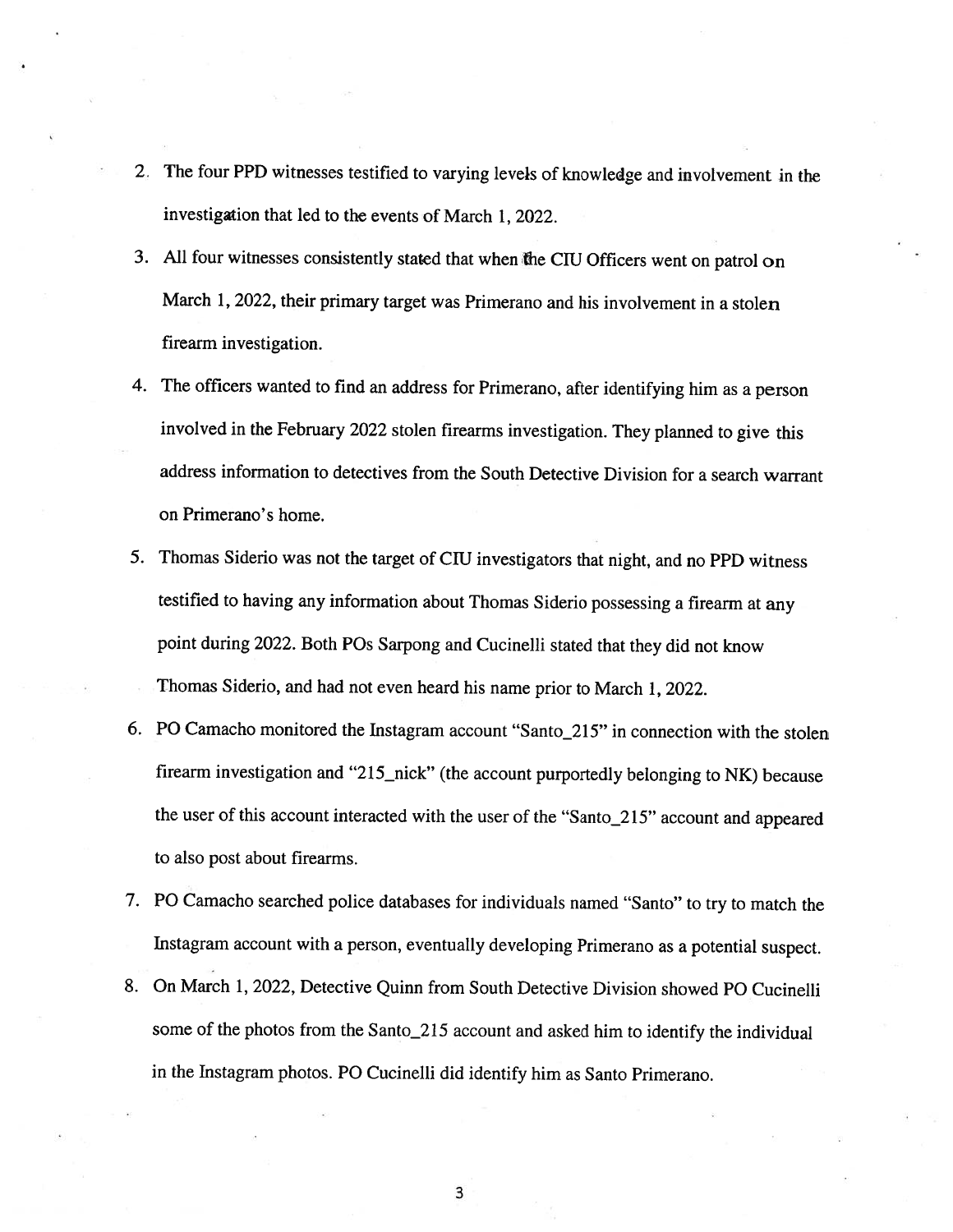2. The four PPD witnesses testified to varying levels of knowledge and involvement in the investigation that led to the events of March 1, 2022.
3. All four witnesses consistently stated that when the CIU Officers went on patrol on March 1, 2022, their primary target was Primerano and his involvement in a stolen firearm investigation.
4. The officers wanted to find an address for Primerano, after identifying him as a person involved in the February 2022 stolen firearms investigation. They planned to give this address information to detectives from the South Detective Division for a search warrant on Primerano's home.
5. Thomas Siderio was not the target of CIU investigators that night, and no PPD witness testified to having any information about Thomas Siderio possessing a firearm at any point during 2022. Both POs Sarpong and Cucinelli stated that they did not know Thomas Siderio, and had not even heard his name prior to March 1, 2022.
6. PO Camacho monitored the Instagram account "Santo_215" in connection with the stolen firearm investigation and "215_nick" (the account purportedly belonging to NK) because the user of this account interacted with the user of the "Santo_215" account and appeared to also post about firearms.
7. PO Camacho searched police databases for individuals named "Santo" to try to match the Instagram account with a person, eventually developing Primerano as a potential suspect.
8. On March 1, 2022, Detective Quinn from South Detective Division showed PO Cucinelli some of the photos from the Santo_215 account and asked him to identify the individual in the Instagram photos. PO Cucinelli did identify him as Santo Primerano.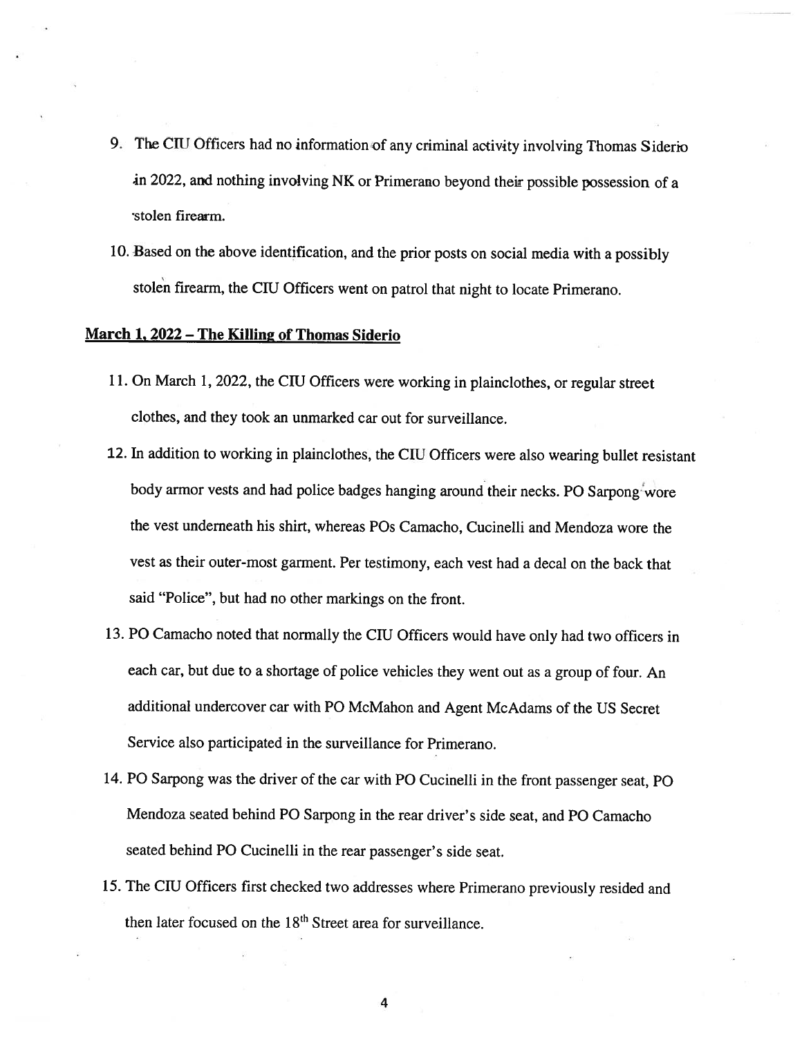9. The CIU Officers had no information of any criminal activity involving Thomas Siderio in 2022, and nothing involving NK or Primerano beyond their possible possession of a stolen firearm.
10. Based on the above identification, and the prior posts on social media with a possibly stolen firearm, the CIU Officers went on patrol that night to locate Primerano.

**March 1, 2022 – The Killing of Thomas Siderio**

11. On March 1, 2022, the CIU Officers were working in plainclothes, or regular street clothes, and they took an unmarked car out for surveillance.
12. In addition to working in plainclothes, the CIU Officers were also wearing bullet resistant body armor vests and had police badges hanging around their necks. PO Sarpong wore the vest underneath his shirt, whereas POs Camacho, Cucinelli and Mendoza wore the vest as their outer-most garment. Per testimony, each vest had a decal on the back that said "Police", but had no other markings on the front.
13. PO Camacho noted that normally the CIU Officers would have only had two officers in each car, but due to a shortage of police vehicles they went out as a group of four. An additional undercover car with PO McMahon and Agent McAdams of the US Secret Service also participated in the surveillance for Primerano.
14. PO Sarpong was the driver of the car with PO Cucinelli in the front passenger seat, PO Mendoza seated behind PO Sarpong in the rear driver's side seat, and PO Camacho seated behind PO Cucinelli in the rear passenger's side seat.
15. The CIU Officers first checked two addresses where Primerano previously resided and then later focused on the 18th Street area for surveillance.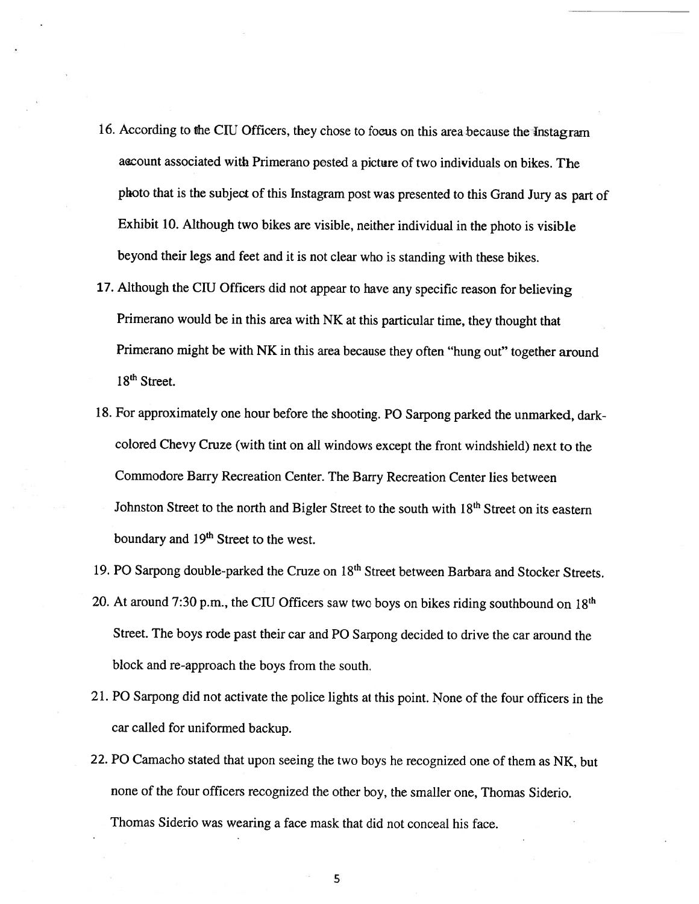16. According to the CIU Officers, they chose to focus on this area because the Instagram account associated with Primerano posted a picture of two individuals on bikes. The photo that is the subject of this Instagram post was presented to this Grand Jury as part of Exhibit 10. Although two bikes are visible, neither individual in the photo is visible beyond their legs and feet and it is not clear who is standing with these bikes.

17. Although the CIU Officers did not appear to have any specific reason for believing Primerano would be in this area with NK at this particular time, they thought that Primerano might be with NK in this area because they often "hung out" together around 18th Street.

18. For approximately one hour before the shooting. PO Sarpong parked the unmarked, dark-colored Chevy Cruze (with tint on all windows except the front windshield) next to the Commodore Barry Recreation Center. The Barry Recreation Center lies between Johnston Street to the north and Bigler Street to the south with 18th Street on its eastern boundary and 19th Street to the west.

19. PO Sarpong double-parked the Cruze on 18th Street between Barbara and Stocker Streets.

20. At around 7:30 p.m., the CIU Officers saw two boys on bikes riding southbound on 18th Street. The boys rode past their car and PO Sarpong decided to drive the car around the block and re-approach the boys from the south.

21. PO Sarpong did not activate the police lights at this point. None of the four officers in the car called for uniformed backup.

22. PO Camacho stated that upon seeing the two boys he recognized one of them as NK, but none of the four officers recognized the other boy, the smaller one, Thomas Siderio. Thomas Siderio was wearing a face mask that did not conceal his face.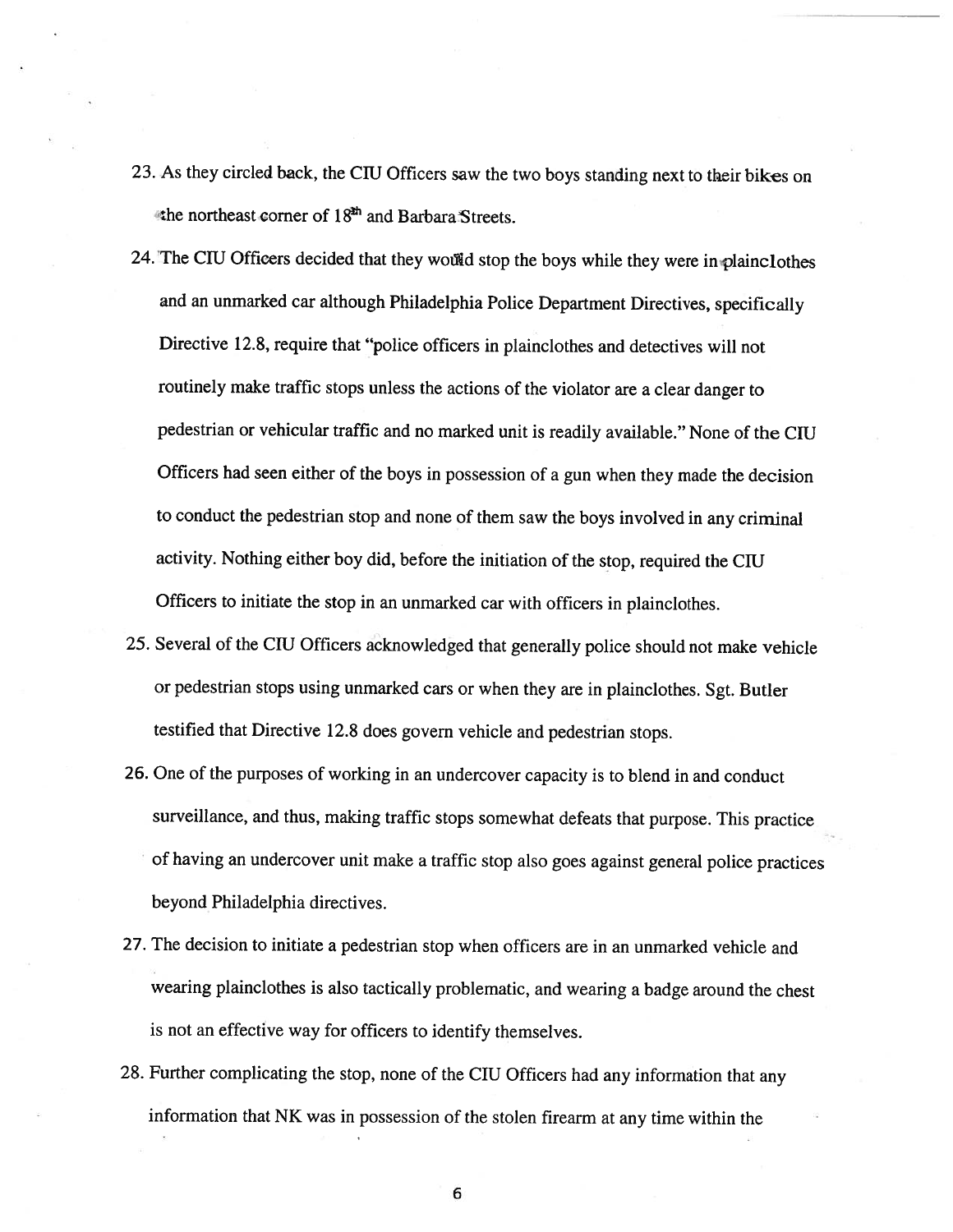23. As they circled back, the CIU Officers saw the two boys standing next to their bikes on the northeast corner of 18th and Barbara Streets.
24. The CIU Officers decided that they would stop the boys while they were in plainclothes and an unmarked car although Philadelphia Police Department Directives, specifically Directive 12.8, require that "police officers in plainclothes and detectives will not routinely make traffic stops unless the actions of the violator are a clear danger to pedestrian or vehicular traffic and no marked unit is readily available." None of the CIU Officers had seen either of the boys in possession of a gun when they made the decision to conduct the pedestrian stop and none of them saw the boys involved in any criminal activity. Nothing either boy did, before the initiation of the stop, required the CIU Officers to initiate the stop in an unmarked car with officers in plainclothes.
25. Several of the CIU Officers acknowledged that generally police should not make vehicle or pedestrian stops using unmarked cars or when they are in plainclothes. Sgt. Butler testified that Directive 12.8 does govern vehicle and pedestrian stops.
26. One of the purposes of working in an undercover capacity is to blend in and conduct surveillance, and thus, making traffic stops somewhat defeats that purpose. This practice of having an undercover unit make a traffic stop also goes against general police practices beyond Philadelphia directives.
27. The decision to initiate a pedestrian stop when officers are in an unmarked vehicle and wearing plainclothes is also tactically problematic, and wearing a badge around the chest is not an effective way for officers to identify themselves.
28. Further complicating the stop, none of the CIU Officers had any information that any information that NK was in possession of the stolen firearm at any time within the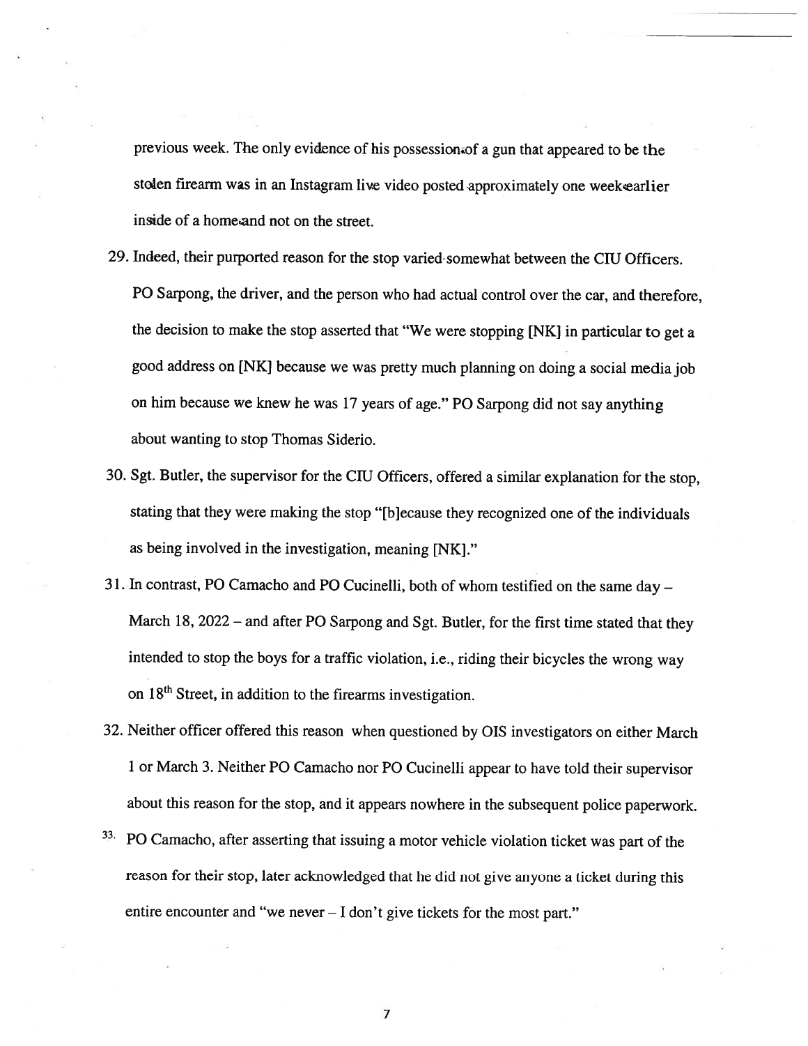previous week. The only evidence of his possession of a gun that appeared to be the stolen firearm was in an Instagram live video posted approximately one week earlier inside of a home and not on the street.

29. Indeed, their purported reason for the stop varied somewhat between the CIU Officers. PO Sarpong, the driver, and the person who had actual control over the car, and therefore, the decision to make the stop asserted that "We were stopping [NK] in particular to get a good address on [NK] because we was pretty much planning on doing a social media job on him because we knew he was 17 years of age." PO Sarpong did not say anything about wanting to stop Thomas Siderio.

30. Sgt. Butler, the supervisor for the CIU Officers, offered a similar explanation for the stop, stating that they were making the stop "[b]ecause they recognized one of the individuals as being involved in the investigation, meaning [NK]."

31. In contrast, PO Camacho and PO Cucinelli, both of whom testified on the same day – March 18, 2022 – and after PO Sarpong and Sgt. Butler, for the first time stated that they intended to stop the boys for a traffic violation, i.e., riding their bicycles the wrong way on 18th Street, in addition to the firearms investigation.

32. Neither officer offered this reason when questioned by OIS investigators on either March 1 or March 3. Neither PO Camacho nor PO Cucinelli appear to have told their supervisor about this reason for the stop, and it appears nowhere in the subsequent police paperwork.

33. PO Camacho, after asserting that issuing a motor vehicle violation ticket was part of the reason for their stop, later acknowledged that he did not give anyone a ticket during this entire encounter and "we never – I don't give tickets for the most part."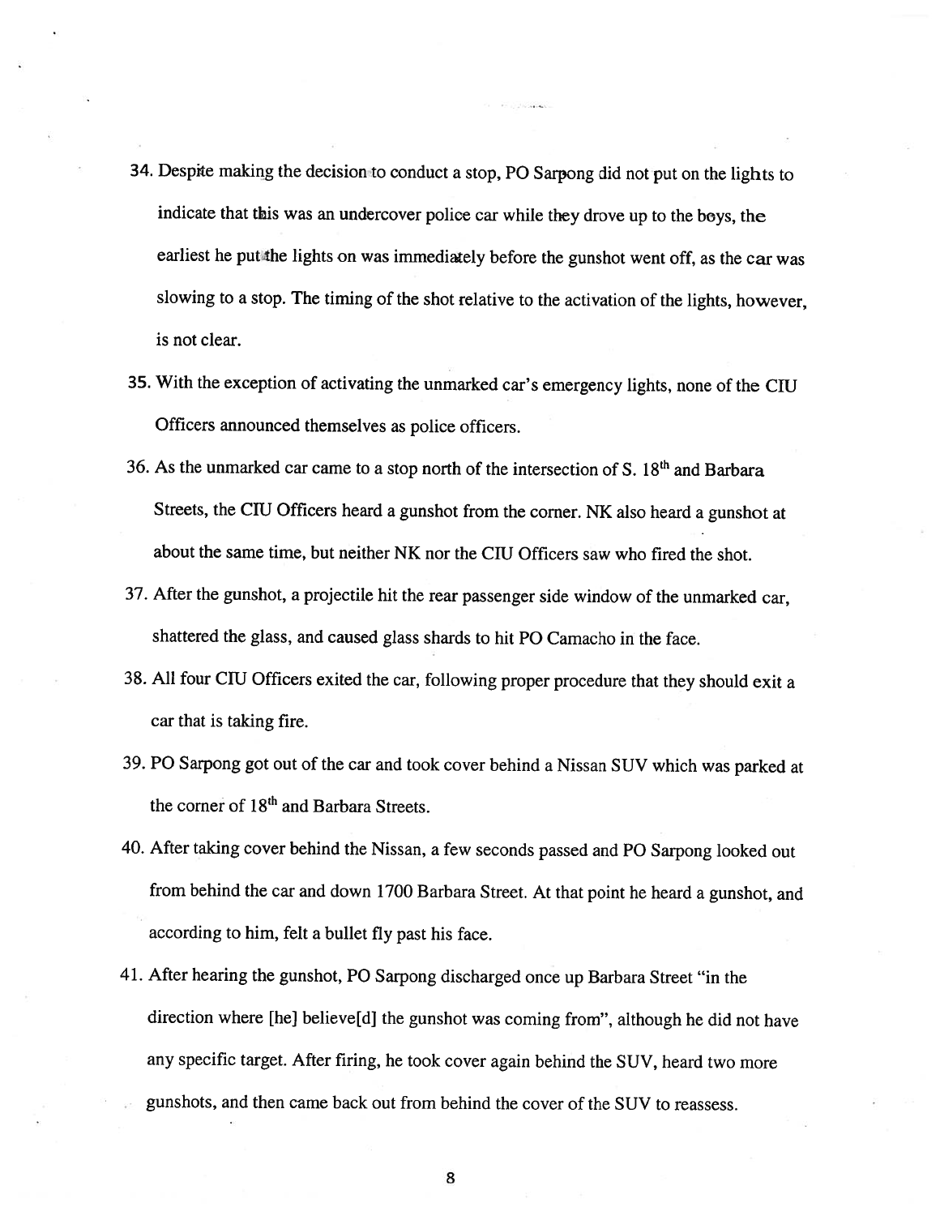34. Despite making the decision to conduct a stop, PO Sarpong did not put on the lights to indicate that this was an undercover police car while they drove up to the boys, the earliest he put the lights on was immediately before the gunshot went off, as the car was slowing to a stop. The timing of the shot relative to the activation of the lights, however, is not clear.

35. With the exception of activating the unmarked car's emergency lights, none of the CIU Officers announced themselves as police officers.

36. As the unmarked car came to a stop north of the intersection of S. 18th and Barbara Streets, the CIU Officers heard a gunshot from the corner. NK also heard a gunshot at about the same time, but neither NK nor the CIU Officers saw who fired the shot.

37. After the gunshot, a projectile hit the rear passenger side window of the unmarked car, shattered the glass, and caused glass shards to hit PO Camacho in the face.

38. All four CIU Officers exited the car, following proper procedure that they should exit a car that is taking fire.

39. PO Sarpong got out of the car and took cover behind a Nissan SUV which was parked at the corner of 18th and Barbara Streets.

40. After taking cover behind the Nissan, a few seconds passed and PO Sarpong looked out from behind the car and down 1700 Barbara Street. At that point he heard a gunshot, and according to him, felt a bullet fly past his face.

41. After hearing the gunshot, PO Sarpong discharged once up Barbara Street "in the direction where [he] believe[d] the gunshot was coming from", although he did not have any specific target. After firing, he took cover again behind the SUV, heard two more gunshots, and then came back out from behind the cover of the SUV to reassess.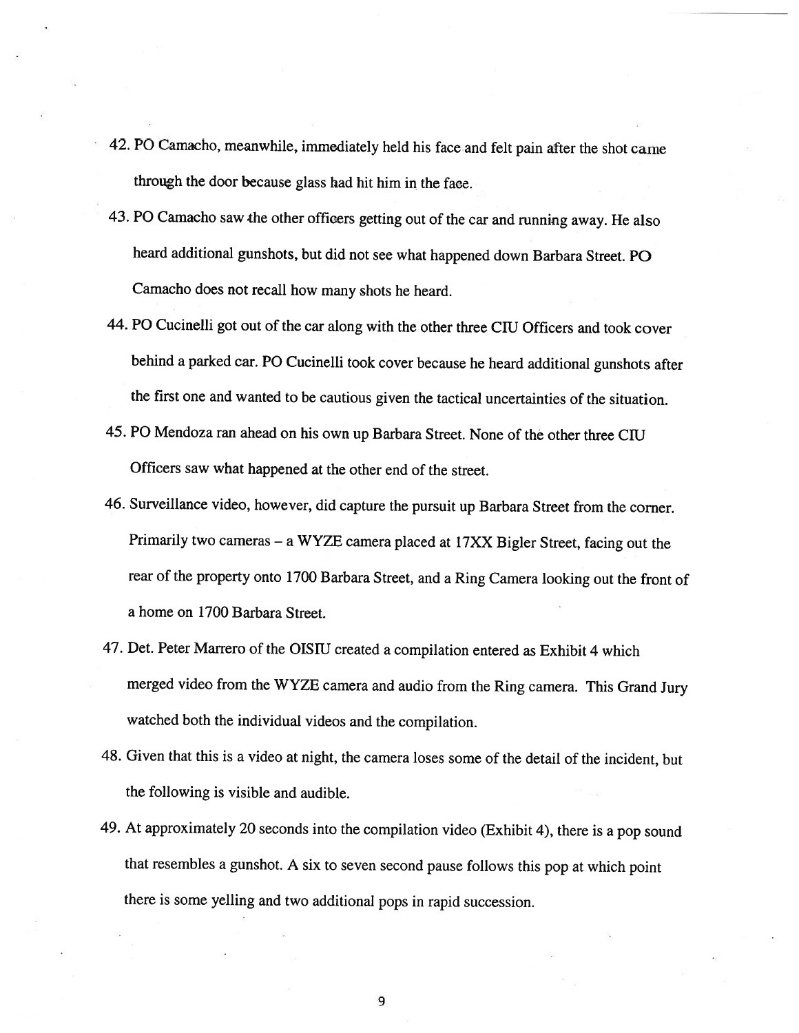42. PO Camacho, meanwhile, immediately held his face and felt pain after the shot came through the door because glass had hit him in the face.

43. PO Camacho saw the other officers getting out of the car and running away. He also heard additional gunshots, but did not see what happened down Barbara Street. PO Camacho does not recall how many shots he heard.

44. PO Cucinelli got out of the car along with the other three CIU Officers and took cover behind a parked car. PO Cucinelli took cover because he heard additional gunshots after the first one and wanted to be cautious given the tactical uncertainties of the situation.

45. PO Mendoza ran ahead on his own up Barbara Street. None of the other three CIU Officers saw what happened at the other end of the street.

46. Surveillance video, however, did capture the pursuit up Barbara Street from the corner. Primarily two cameras – a WYZE camera placed at 17XX Bigler Street, facing out the rear of the property onto 1700 Barbara Street, and a Ring Camera looking out the front of a home on 1700 Barbara Street.

47. Det. Peter Marrero of the OISIU created a compilation entered as Exhibit 4 which merged video from the WYZE camera and audio from the Ring camera. This Grand Jury watched both the individual videos and the compilation.

48. Given that this is a video at night, the camera loses some of the detail of the incident, but the following is visible and audible.

49. At approximately 20 seconds into the compilation video (Exhibit 4), there is a pop sound that resembles a gunshot. A six to seven second pause follows this pop at which point there is some yelling and two additional pops in rapid succession.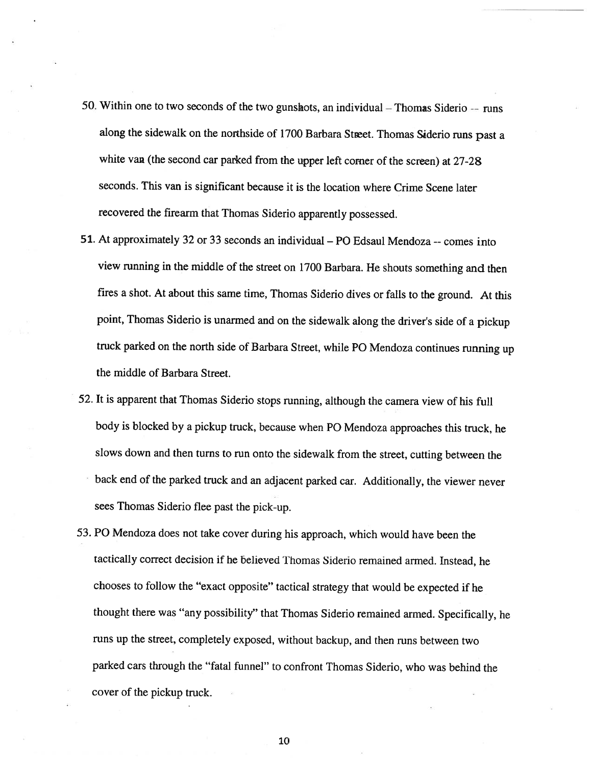50. Within one to two seconds of the two gunshots, an individual – Thomas Siderio -- runs along the sidewalk on the northside of 1700 Barbara Street. Thomas Siderio runs past a white van (the second car parked from the upper left corner of the screen) at 27-28 seconds. This van is significant because it is the location where Crime Scene later recovered the firearm that Thomas Siderio apparently possessed.

51. At approximately 32 or 33 seconds an individual – PO Edsaul Mendoza -- comes into view running in the middle of the street on 1700 Barbara. He shouts something and then fires a shot. At about this same time, Thomas Siderio dives or falls to the ground. At this point, Thomas Siderio is unarmed and on the sidewalk along the driver's side of a pickup truck parked on the north side of Barbara Street, while PO Mendoza continues running up the middle of Barbara Street.

52. It is apparent that Thomas Siderio stops running, although the camera view of his full body is blocked by a pickup truck, because when PO Mendoza approaches this truck, he slows down and then turns to run onto the sidewalk from the street, cutting between the back end of the parked truck and an adjacent parked car. Additionally, the viewer never sees Thomas Siderio flee past the pick-up.

53. PO Mendoza does not take cover during his approach, which would have been the tactically correct decision if he believed Thomas Siderio remained armed. Instead, he chooses to follow the "exact opposite" tactical strategy that would be expected if he thought there was "any possibility" that Thomas Siderio remained armed. Specifically, he runs up the street, completely exposed, without backup, and then runs between two parked cars through the "fatal funnel" to confront Thomas Siderio, who was behind the cover of the pickup truck.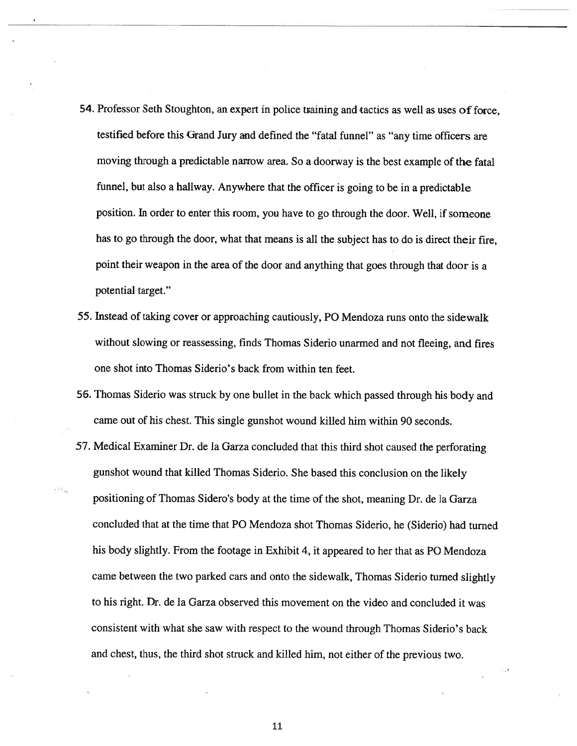54. Professor Seth Stoughton, an expert in police training and tactics as well as uses of force, testified before this Grand Jury and defined the "fatal funnel" as "any time officers are moving through a predictable narrow area. So a doorway is the best example of the fatal funnel, but also a hallway. Anywhere that the officer is going to be in a predictable position. In order to enter this room, you have to go through the door. Well, if someone has to go through the door, what that means is all the subject has to do is direct their fire, point their weapon in the area of the door and anything that goes through that door is a potential target."

55. Instead of taking cover or approaching cautiously, PO Mendoza runs onto the sidewalk without slowing or reassessing, finds Thomas Siderio unarmed and not fleeing, and fires one shot into Thomas Siderio's back from within ten feet.

56. Thomas Siderio was struck by one bullet in the back which passed through his body and came out of his chest. This single gunshot wound killed him within 90 seconds.

57. Medical Examiner Dr. de la Garza concluded that this third shot caused the perforating gunshot wound that killed Thomas Siderio. She based this conclusion on the likely positioning of Thomas Sidero's body at the time of the shot, meaning Dr. de la Garza concluded that at the time that PO Mendoza shot Thomas Siderio, he (Siderio) had turned his body slightly. From the footage in Exhibit 4, it appeared to her that as PO Mendoza came between the two parked cars and onto the sidewalk, Thomas Siderio turned slightly to his right. Dr. de la Garza observed this movement on the video and concluded it was consistent with what she saw with respect to the wound through Thomas Siderio's back and chest, thus, the third shot struck and killed him, not either of the previous two.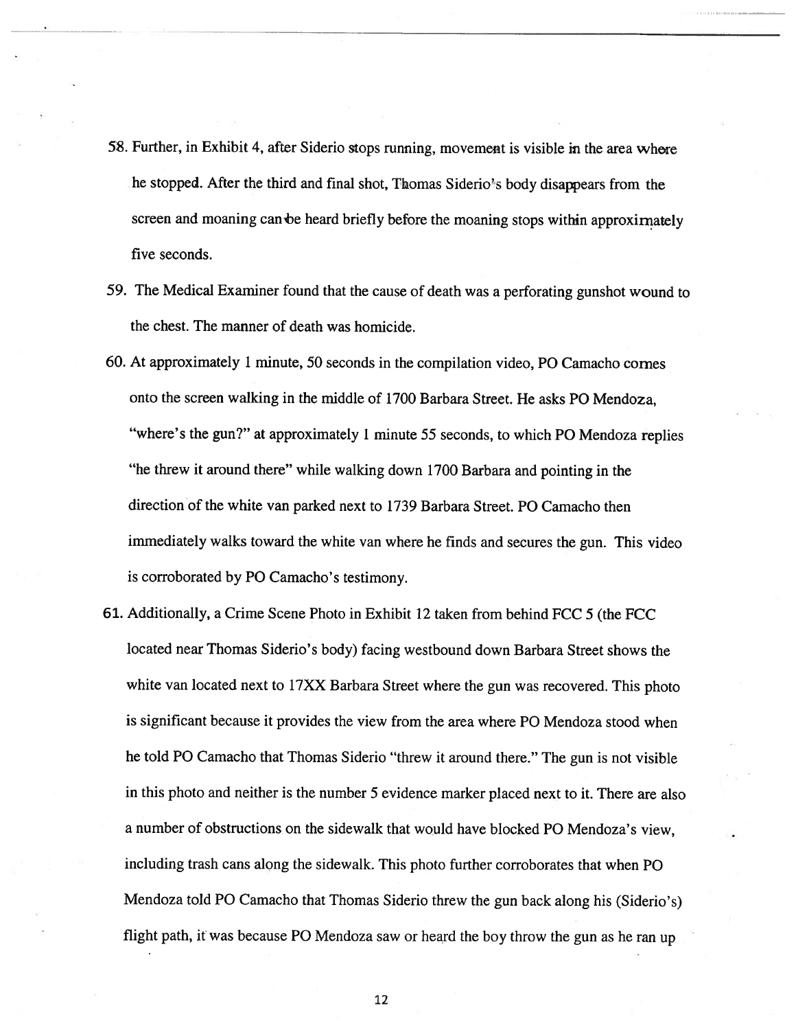58. Further, in Exhibit 4, after Siderio stops running, movement is visible in the area where he stopped. After the third and final shot, Thomas Siderio's body disappears from the screen and moaning can be heard briefly before the moaning stops within approximately five seconds.

59. The Medical Examiner found that the cause of death was a perforating gunshot wound to the chest. The manner of death was homicide.

60. At approximately 1 minute, 50 seconds in the compilation video, PO Camacho comes onto the screen walking in the middle of 1700 Barbara Street. He asks PO Mendoza, "where's the gun?" at approximately 1 minute 55 seconds, to which PO Mendoza replies "he threw it around there" while walking down 1700 Barbara and pointing in the direction of the white van parked next to 1739 Barbara Street. PO Camacho then immediately walks toward the white van where he finds and secures the gun. This video is corroborated by PO Camacho's testimony.

61. Additionally, a Crime Scene Photo in Exhibit 12 taken from behind FCC 5 (the FCC located near Thomas Siderio's body) facing westbound down Barbara Street shows the white van located next to 17XX Barbara Street where the gun was recovered. This photo is significant because it provides the view from the area where PO Mendoza stood when he told PO Camacho that Thomas Siderio "threw it around there." The gun is not visible in this photo and neither is the number 5 evidence marker placed next to it. There are also a number of obstructions on the sidewalk that would have blocked PO Mendoza's view, including trash cans along the sidewalk. This photo further corroborates that when PO Mendoza told PO Camacho that Thomas Siderio threw the gun back along his (Siderio's) flight path, it was because PO Mendoza saw or heard the boy throw the gun as he ran up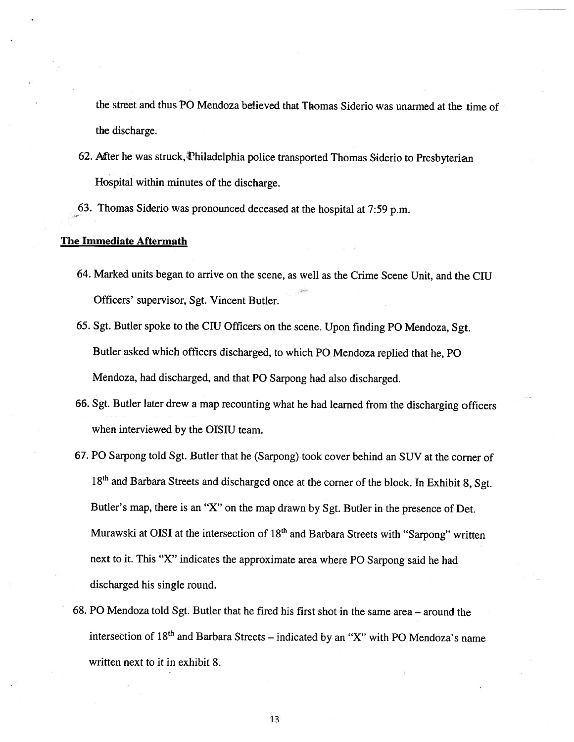the street and thus PO Mendoza believed that Thomas Siderio was unarmed at the time of the discharge.

62. After he was struck, Philadelphia police transported Thomas Siderio to Presbyterian Hospital within minutes of the discharge.

63. Thomas Siderio was pronounced deceased at the hospital at 7:59 p.m.

**The Immediate Aftermath**

64. Marked units began to arrive on the scene, as well as the Crime Scene Unit, and the CIU Officers' supervisor, Sgt. Vincent Butler.

65. Sgt. Butler spoke to the CIU Officers on the scene. Upon finding PO Mendoza, Sgt. Butler asked which officers discharged, to which PO Mendoza replied that he, PO Mendoza, had discharged, and that PO Sarpong had also discharged.

66. Sgt. Butler later drew a map recounting what he had learned from the discharging officers when interviewed by the OISIU team.

67. PO Sarpong told Sgt. Butler that he (Sarpong) took cover behind an SUV at the corner of 18th and Barbara Streets and discharged once at the corner of the block. In Exhibit 8, Sgt. Butler's map, there is an "X" on the map drawn by Sgt. Butler in the presence of Det. Murawski at OISI at the intersection of 18th and Barbara Streets with "Sarpong" written next to it. This "X" indicates the approximate area where PO Sarpong said he had discharged his single round.

68. PO Mendoza told Sgt. Butler that he fired his first shot in the same area – around the intersection of 18th and Barbara Streets – indicated by an "X" with PO Mendoza's name written next to it in exhibit 8.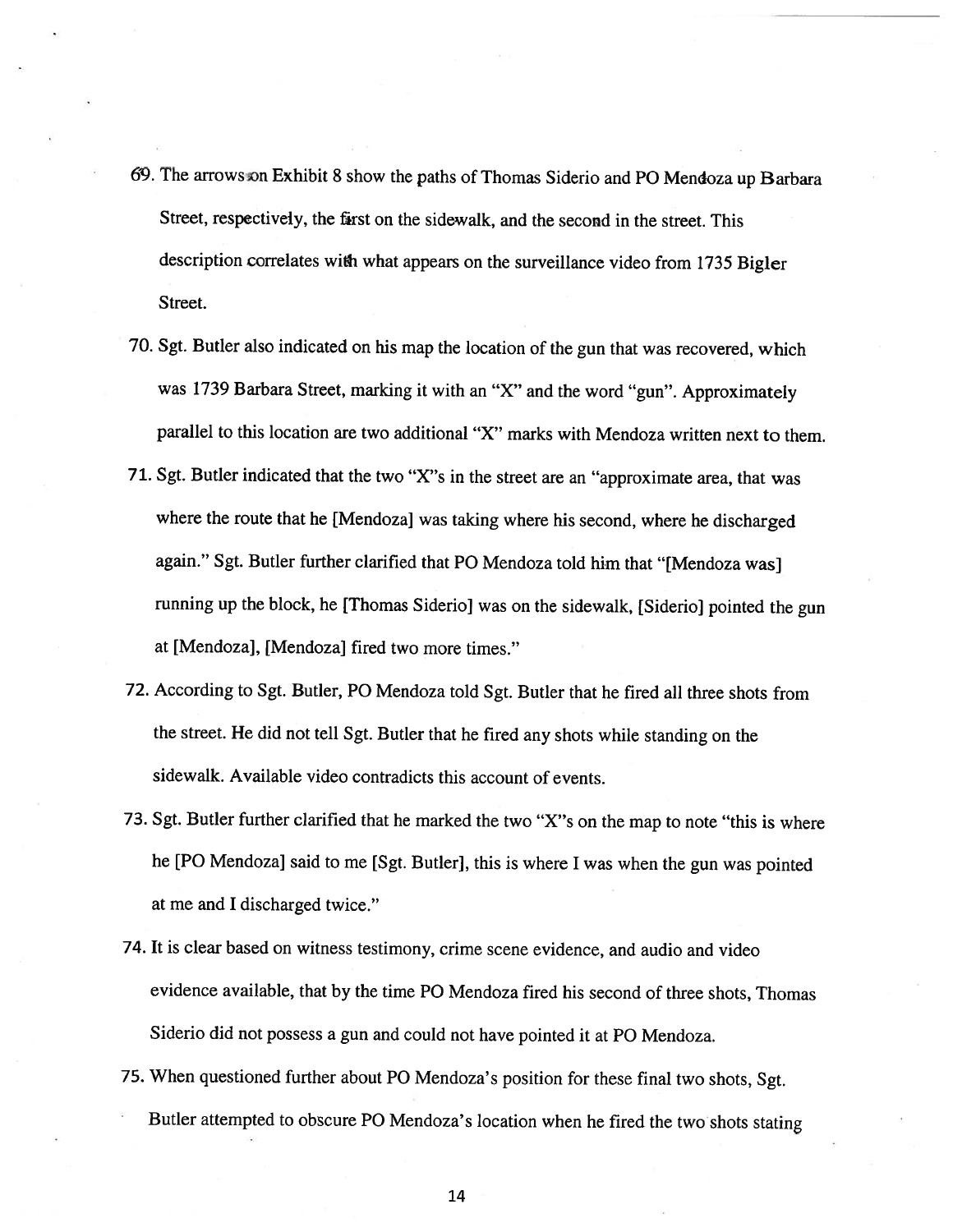69. The arrows on Exhibit 8 show the paths of Thomas Siderio and PO Mendoza up Barbara Street, respectively, the first on the sidewalk, and the second in the street. This description correlates with what appears on the surveillance video from 1735 Bigler Street.
70. Sgt. Butler also indicated on his map the location of the gun that was recovered, which was 1739 Barbara Street, marking it with an "X" and the word "gun". Approximately parallel to this location are two additional "X" marks with Mendoza written next to them.
71. Sgt. Butler indicated that the two "X"s in the street are an "approximate area, that was where the route that he [Mendoza] was taking where his second, where he discharged again." Sgt. Butler further clarified that PO Mendoza told him that "[Mendoza was] running up the block, he [Thomas Siderio] was on the sidewalk, [Siderio] pointed the gun at [Mendoza], [Mendoza] fired two more times."
72. According to Sgt. Butler, PO Mendoza told Sgt. Butler that he fired all three shots from the street. He did not tell Sgt. Butler that he fired any shots while standing on the sidewalk. Available video contradicts this account of events.
73. Sgt. Butler further clarified that he marked the two "X"s on the map to note "this is where he [PO Mendoza] said to me [Sgt. Butler], this is where I was when the gun was pointed at me and I discharged twice."
74. It is clear based on witness testimony, crime scene evidence, and audio and video evidence available, that by the time PO Mendoza fired his second of three shots, Thomas Siderio did not possess a gun and could not have pointed it at PO Mendoza.
75. When questioned further about PO Mendoza's position for these final two shots, Sgt. Butler attempted to obscure PO Mendoza's location when he fired the two shots stating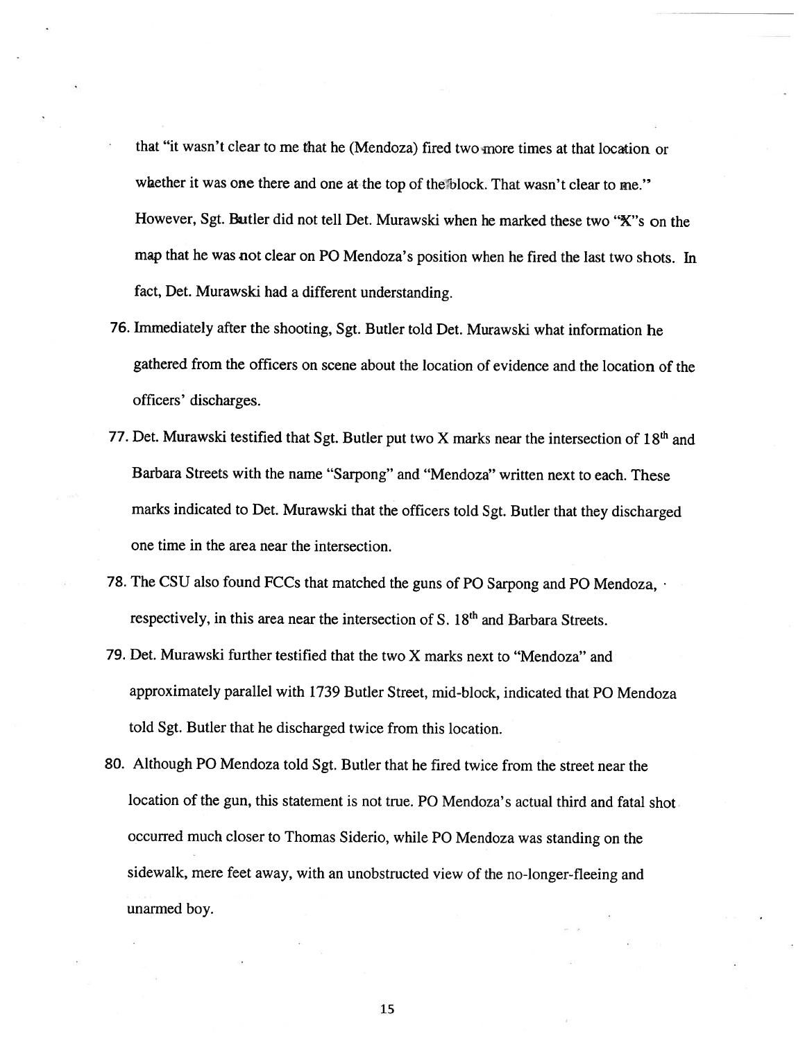that "it wasn't clear to me that he (Mendoza) fired two more times at that location or whether it was one there and one at the top of the block. That wasn't clear to me." However, Sgt. Butler did not tell Det. Murawski when he marked these two "X"s on the map that he was not clear on PO Mendoza's position when he fired the last two shots. In fact, Det. Murawski had a different understanding.

76. Immediately after the shooting, Sgt. Butler told Det. Murawski what information he gathered from the officers on scene about the location of evidence and the location of the officers' discharges.

77. Det. Murawski testified that Sgt. Butler put two X marks near the intersection of 18th and Barbara Streets with the name "Sarpong" and "Mendoza" written next to each. These marks indicated to Det. Murawski that the officers told Sgt. Butler that they discharged one time in the area near the intersection.

78. The CSU also found FCCs that matched the guns of PO Sarpong and PO Mendoza, respectively, in this area near the intersection of S. 18th and Barbara Streets.

79. Det. Murawski further testified that the two X marks next to "Mendoza" and approximately parallel with 1739 Butler Street, mid-block, indicated that PO Mendoza told Sgt. Butler that he discharged twice from this location.

80. Although PO Mendoza told Sgt. Butler that he fired twice from the street near the location of the gun, this statement is not true. PO Mendoza's actual third and fatal shot occurred much closer to Thomas Siderio, while PO Mendoza was standing on the sidewalk, mere feet away, with an unobstructed view of the no-longer-fleeing and unarmed boy.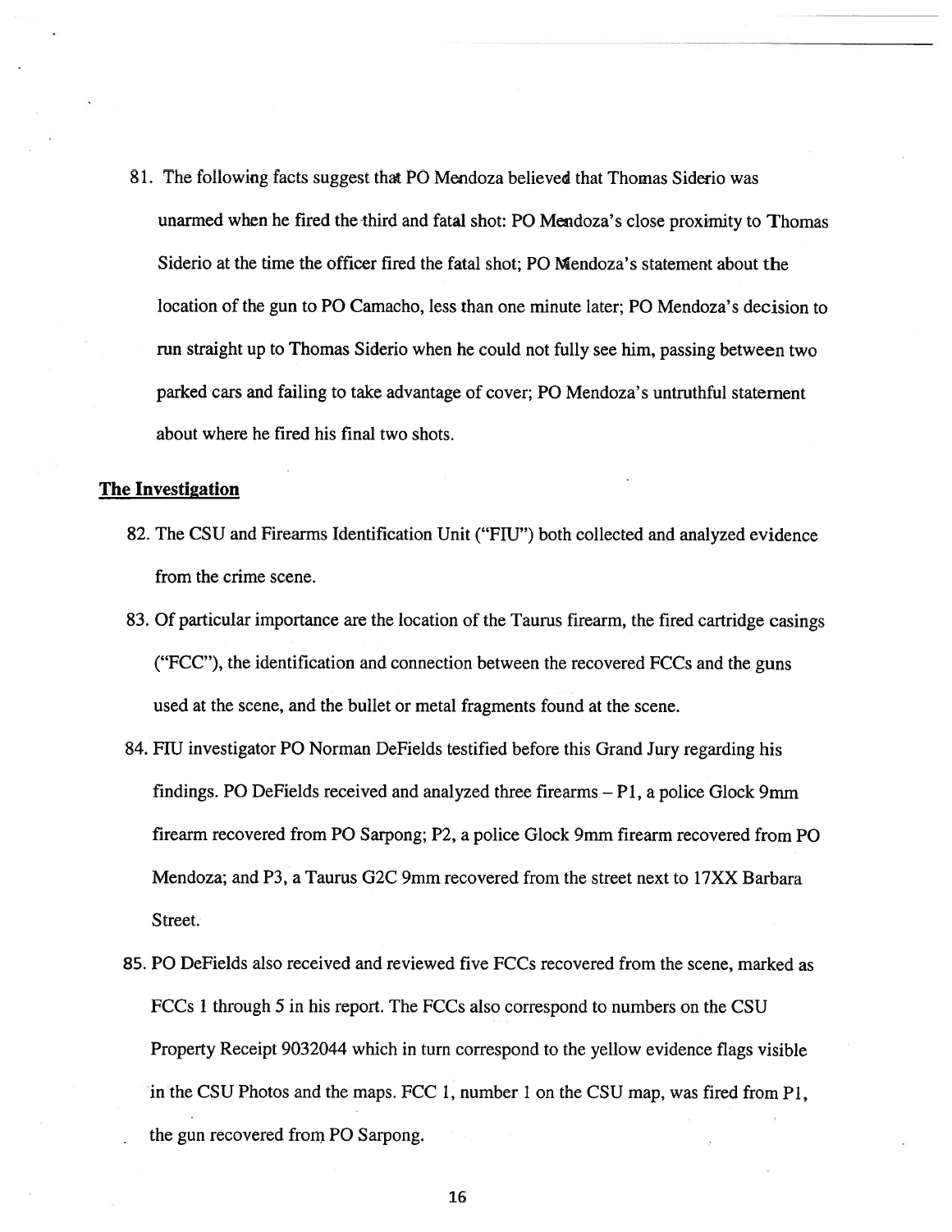81. The following facts suggest that PO Mendoza believed that Thomas Siderio was unarmed when he fired the third and fatal shot: PO Mendoza's close proximity to Thomas Siderio at the time the officer fired the fatal shot; PO Mendoza's statement about the location of the gun to PO Camacho, less than one minute later; PO Mendoza's decision to run straight up to Thomas Siderio when he could not fully see him, passing between two parked cars and failing to take advantage of cover; PO Mendoza's untruthful statement about where he fired his final two shots.

## The Investigation

82. The CSU and Firearms Identification Unit ("FIU") both collected and analyzed evidence from the crime scene.

83. Of particular importance are the location of the Taurus firearm, the fired cartridge casings ("FCC"), the identification and connection between the recovered FCCs and the guns used at the scene, and the bullet or metal fragments found at the scene.

84. FIU investigator PO Norman DeFields testified before this Grand Jury regarding his findings. PO DeFields received and analyzed three firearms – P1, a police Glock 9mm firearm recovered from PO Sarpong; P2, a police Glock 9mm firearm recovered from PO Mendoza; and P3, a Taurus G2C 9mm recovered from the street next to 17XX Barbara Street.

85. PO DeFields also received and reviewed five FCCs recovered from the scene, marked as FCCs 1 through 5 in his report. The FCCs also correspond to numbers on the CSU Property Receipt 9032044 which in turn correspond to the yellow evidence flags visible in the CSU Photos and the maps. FCC 1, number 1 on the CSU map, was fired from P1, the gun recovered from PO Sarpong.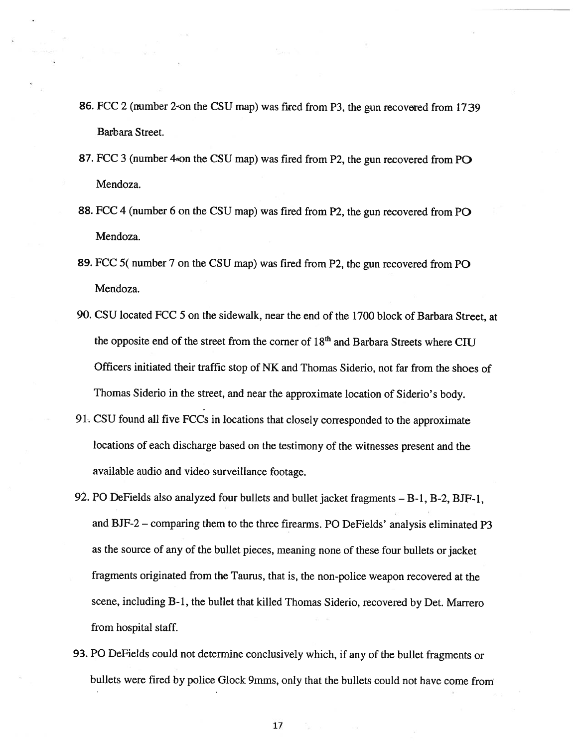86. FCC 2 (number 2 on the CSU map) was fired from P3, the gun recovered from 1739 Barbara Street.

87. FCC 3 (number 4 on the CSU map) was fired from P2, the gun recovered from PO Mendoza.

88. FCC 4 (number 6 on the CSU map) was fired from P2, the gun recovered from PO Mendoza.

89. FCC 5( number 7 on the CSU map) was fired from P2, the gun recovered from PO Mendoza.

90. CSU located FCC 5 on the sidewalk, near the end of the 1700 block of Barbara Street, at the opposite end of the street from the corner of 18th and Barbara Streets where CIU Officers initiated their traffic stop of NK and Thomas Siderio, not far from the shoes of Thomas Siderio in the street, and near the approximate location of Siderio's body.

91. CSU found all five FCCs in locations that closely corresponded to the approximate locations of each discharge based on the testimony of the witnesses present and the available audio and video surveillance footage.

92. PO DeFields also analyzed four bullets and bullet jacket fragments – B-1, B-2, BJF-1, and BJF-2 – comparing them to the three firearms. PO DeFields' analysis eliminated P3 as the source of any of the bullet pieces, meaning none of these four bullets or jacket fragments originated from the Taurus, that is, the non-police weapon recovered at the scene, including B-1, the bullet that killed Thomas Siderio, recovered by Det. Marrero from hospital staff.

93. PO DeFields could not determine conclusively which, if any of the bullet fragments or bullets were fired by police Glock 9mms, only that the bullets could not have come from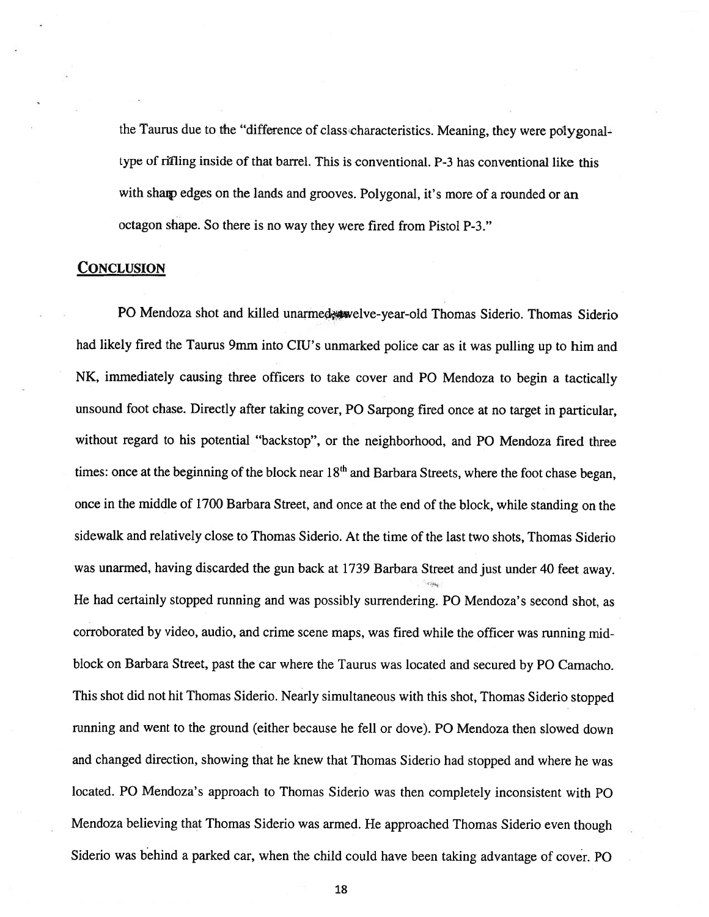the Taurus due to the "difference of class characteristics. Meaning, they were polygonal-type of rifling inside of that barrel. This is conventional. P-3 has conventional like this with sharp edges on the lands and grooves. Polygonal, it's more of a rounded or an octagon shape. So there is no way they were fired from Pistol P-3."

## **CONCLUSION**

PO Mendoza shot and killed unarmed twelve-year-old Thomas Siderio. Thomas Siderio had likely fired the Taurus 9mm into CIU's unmarked police car as it was pulling up to him and NK, immediately causing three officers to take cover and PO Mendoza to begin a tactically unsound foot chase. Directly after taking cover, PO Sarpong fired once at no target in particular, without regard to his potential "backstop", or the neighborhood, and PO Mendoza fired three times: once at the beginning of the block near 18th and Barbara Streets, where the foot chase began, once in the middle of 1700 Barbara Street, and once at the end of the block, while standing on the sidewalk and relatively close to Thomas Siderio. At the time of the last two shots, Thomas Siderio was unarmed, having discarded the gun back at 1739 Barbara Street and just under 40 feet away. He had certainly stopped running and was possibly surrendering. PO Mendoza's second shot, as corroborated by video, audio, and crime scene maps, was fired while the officer was running mid-block on Barbara Street, past the car where the Taurus was located and secured by PO Camacho. This shot did not hit Thomas Siderio. Nearly simultaneous with this shot, Thomas Siderio stopped running and went to the ground (either because he fell or dove). PO Mendoza then slowed down and changed direction, showing that he knew that Thomas Siderio had stopped and where he was located. PO Mendoza's approach to Thomas Siderio was then completely inconsistent with PO Mendoza believing that Thomas Siderio was armed. He approached Thomas Siderio even though Siderio was behind a parked car, when the child could have been taking advantage of cover. PO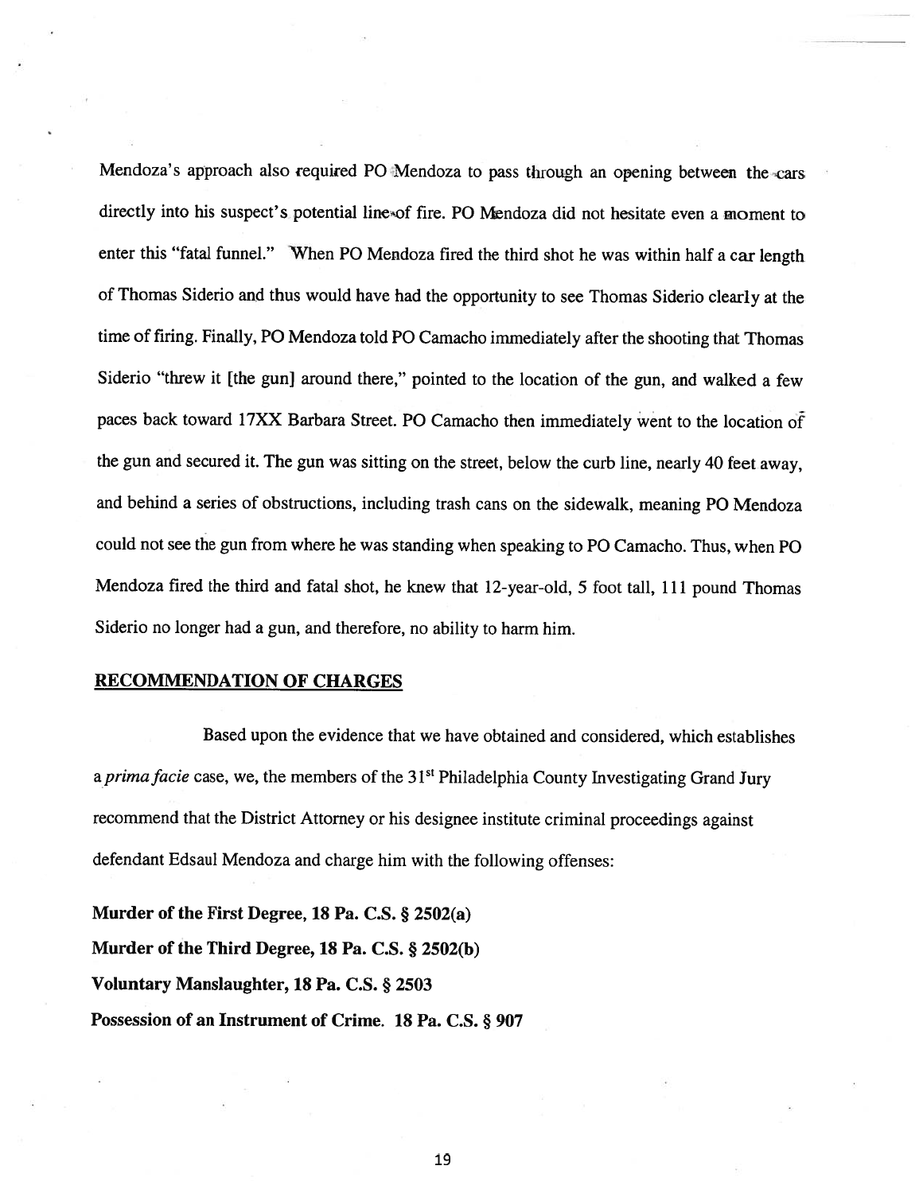Mendoza's approach also required PO Mendoza to pass through an opening between the cars directly into his suspect's potential line of fire. PO Mendoza did not hesitate even a moment to enter this "fatal funnel." When PO Mendoza fired the third shot he was within half a car length of Thomas Siderio and thus would have had the opportunity to see Thomas Siderio clearly at the time of firing. Finally, PO Mendoza told PO Camacho immediately after the shooting that Thomas Siderio "threw it [the gun] around there," pointed to the location of the gun, and walked a few paces back toward 17XX Barbara Street. PO Camacho then immediately went to the location of the gun and secured it. The gun was sitting on the street, below the curb line, nearly 40 feet away, and behind a series of obstructions, including trash cans on the sidewalk, meaning PO Mendoza could not see the gun from where he was standing when speaking to PO Camacho. Thus, when PO Mendoza fired the third and fatal shot, he knew that 12-year-old, 5 foot tall, 111 pound Thomas Siderio no longer had a gun, and therefore, no ability to harm him.

## RECOMMENDATION OF CHARGES

Based upon the evidence that we have obtained and considered, which establishes a *prima facie* case, we, the members of the 31st Philadelphia County Investigating Grand Jury recommend that the District Attorney or his designee institute criminal proceedings against defendant Edsaul Mendoza and charge him with the following offenses:

**Murder of the First Degree, 18 Pa. C.S. § 2502(a)**

**Murder of the Third Degree, 18 Pa. C.S. § 2502(b)**

**Voluntary Manslaughter, 18 Pa. C.S. § 2503**

**Possession of an Instrument of Crime. 18 Pa. C.S. § 907**